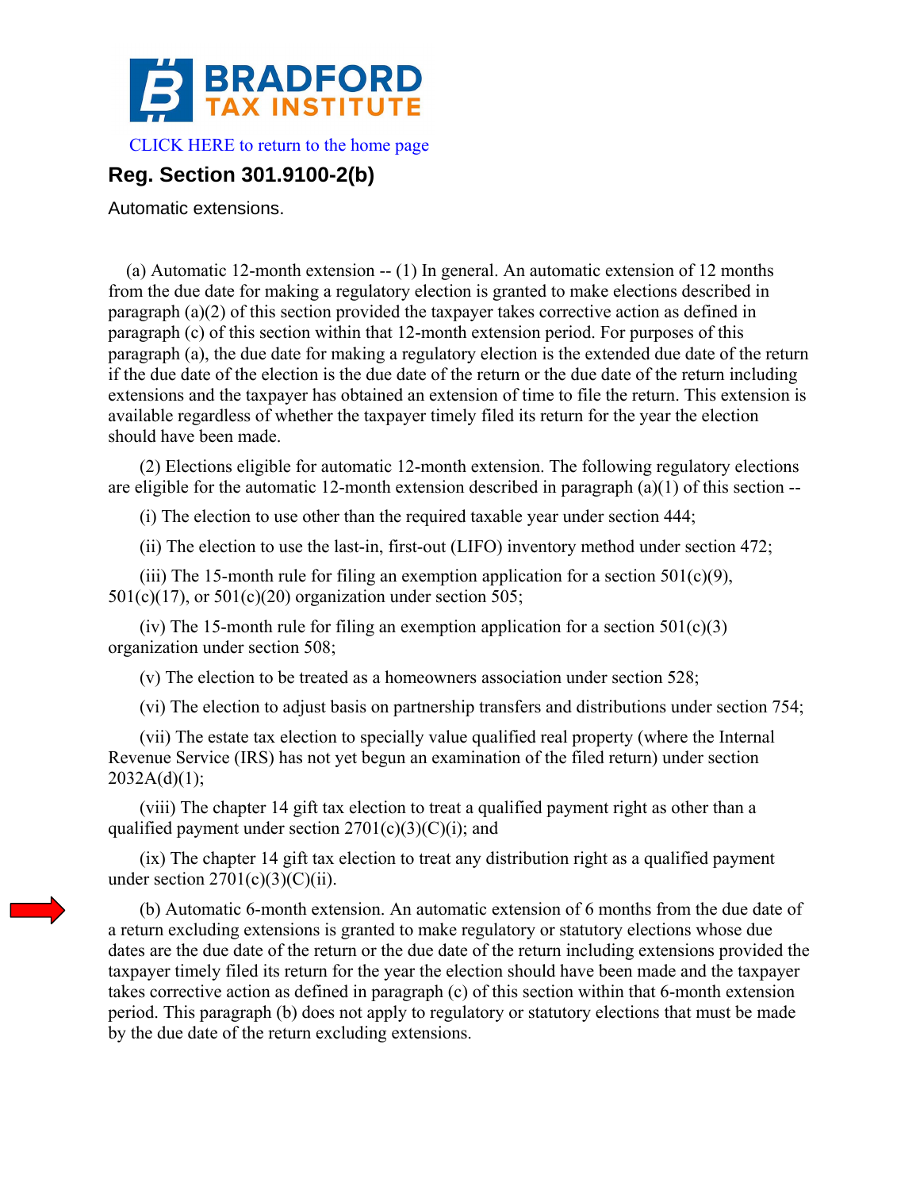**BRADFORD TAX INSTITUTE**

CLICK HERE to return to the home page

## Reg. Section 301.9100-2(b)

Automatic extensions.

(a) Automatic 12-month extension -- (1) In general. An automatic extension of 12 months from the due date for making a regulatory election is granted to make elections described in paragraph (a)(2) of this section provided the taxpayer takes corrective action as defined in paragraph (c) of this section within that 12-month extension period. For purposes of this paragraph (a), the due date for making a regulatory election is the extended due date of the return if the due date of the election is the due date of the return or the due date of the return including extensions and the taxpayer has obtained an extension of time to file the return. This extension is available regardless of whether the taxpayer timely filed its return for the year the election should have been made.

(2) Elections eligible for automatic 12-month extension. The following regulatory elections are eligible for the automatic 12-month extension described in paragraph (a)(1) of this section --

(i) The election to use other than the required taxable year under section 444;

(ii) The election to use the last-in, first-out (LIFO) inventory method under section 472;

(iii) The 15-month rule for filing an exemption application for a section 501(c)(9), 501(c)(17), or 501(c)(20) organization under section 505;

(iv) The 15-month rule for filing an exemption application for a section 501(c)(3) organization under section 508;

(v) The election to be treated as a homeowners association under section 528;

(vi) The election to adjust basis on partnership transfers and distributions under section 754;

(vii) The estate tax election to specially value qualified real property (where the Internal Revenue Service (IRS) has not yet begun an examination of the filed return) under section 2032A(d)(1);

(viii) The chapter 14 gift tax election to treat a qualified payment right as other than a qualified payment under section 2701(c)(3)(C)(i); and

(ix) The chapter 14 gift tax election to treat any distribution right as a qualified payment under section 2701(c)(3)(C)(ii).

(b) Automatic 6-month extension. An automatic extension of 6 months from the due date of a return excluding extensions is granted to make regulatory or statutory elections whose due dates are the due date of the return or the due date of the return including extensions provided the taxpayer timely filed its return for the year the election should have been made and the taxpayer takes corrective action as defined in paragraph (c) of this section within that 6-month extension period. This paragraph (b) does not apply to regulatory or statutory elections that must be made by the due date of the return excluding extensions.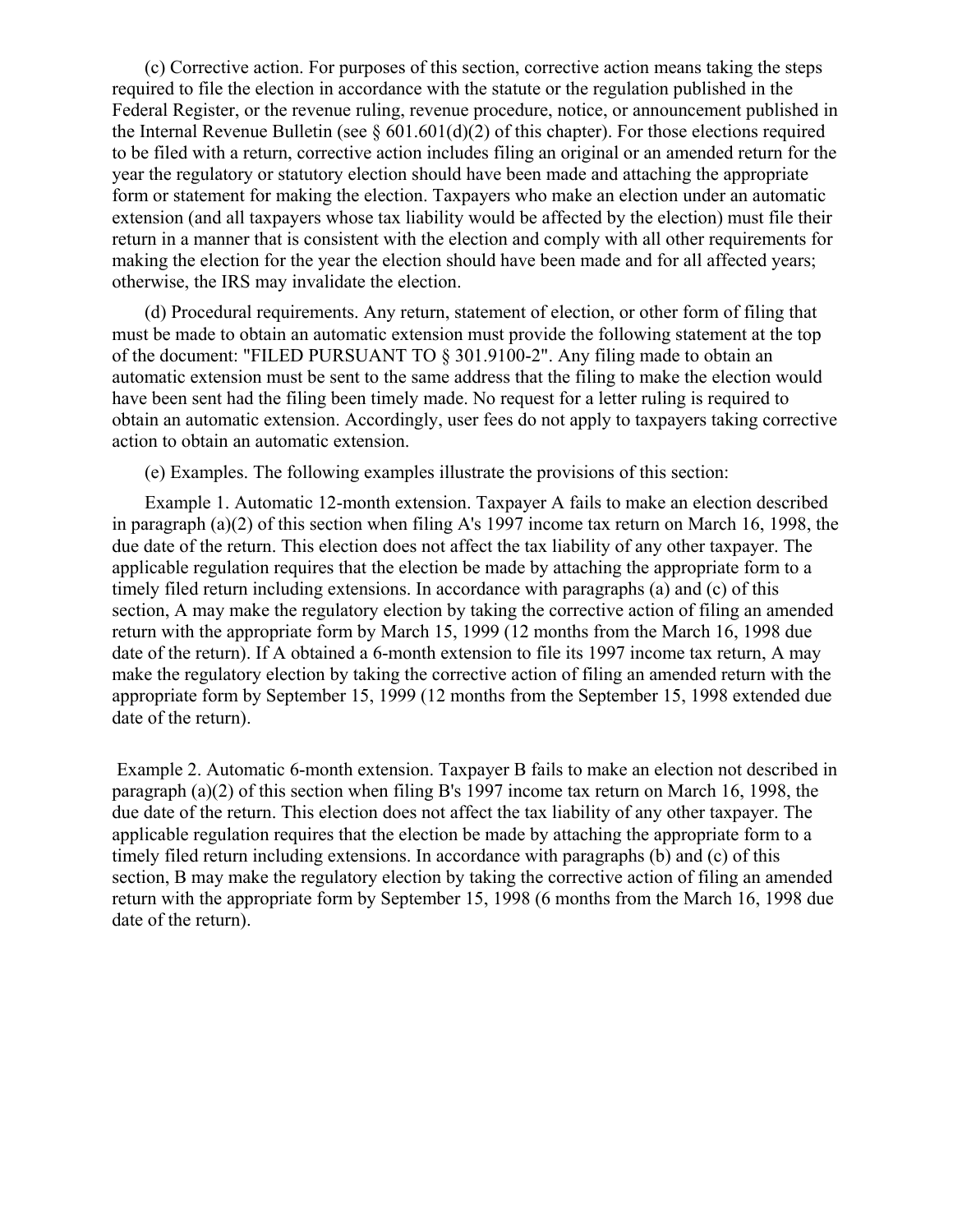(c) Corrective action. For purposes of this section, corrective action means taking the steps required to file the election in accordance with the statute or the regulation published in the Federal Register, or the revenue ruling, revenue procedure, notice, or announcement published in the Internal Revenue Bulletin (see § 601.601(d)(2) of this chapter). For those elections required to be filed with a return, corrective action includes filing an original or an amended return for the year the regulatory or statutory election should have been made and attaching the appropriate form or statement for making the election. Taxpayers who make an election under an automatic extension (and all taxpayers whose tax liability would be affected by the election) must file their return in a manner that is consistent with the election and comply with all other requirements for making the election for the year the election should have been made and for all affected years; otherwise, the IRS may invalidate the election.

(d) Procedural requirements. Any return, statement of election, or other form of filing that must be made to obtain an automatic extension must provide the following statement at the top of the document: "FILED PURSUANT TO § 301.9100-2". Any filing made to obtain an automatic extension must be sent to the same address that the filing to make the election would have been sent had the filing been timely made. No request for a letter ruling is required to obtain an automatic extension. Accordingly, user fees do not apply to taxpayers taking corrective action to obtain an automatic extension.

(e) Examples. The following examples illustrate the provisions of this section:

Example 1. Automatic 12-month extension. Taxpayer A fails to make an election described in paragraph (a)(2) of this section when filing A's 1997 income tax return on March 16, 1998, the due date of the return. This election does not affect the tax liability of any other taxpayer. The applicable regulation requires that the election be made by attaching the appropriate form to a timely filed return including extensions. In accordance with paragraphs (a) and (c) of this section, A may make the regulatory election by taking the corrective action of filing an amended return with the appropriate form by March 15, 1999 (12 months from the March 16, 1998 due date of the return). If A obtained a 6-month extension to file its 1997 income tax return, A may make the regulatory election by taking the corrective action of filing an amended return with the appropriate form by September 15, 1999 (12 months from the September 15, 1998 extended due date of the return).

Example 2. Automatic 6-month extension. Taxpayer B fails to make an election not described in paragraph (a)(2) of this section when filing B's 1997 income tax return on March 16, 1998, the due date of the return. This election does not affect the tax liability of any other taxpayer. The applicable regulation requires that the election be made by attaching the appropriate form to a timely filed return including extensions. In accordance with paragraphs (b) and (c) of this section, B may make the regulatory election by taking the corrective action of filing an amended return with the appropriate form by September 15, 1998 (6 months from the March 16, 1998 due date of the return).